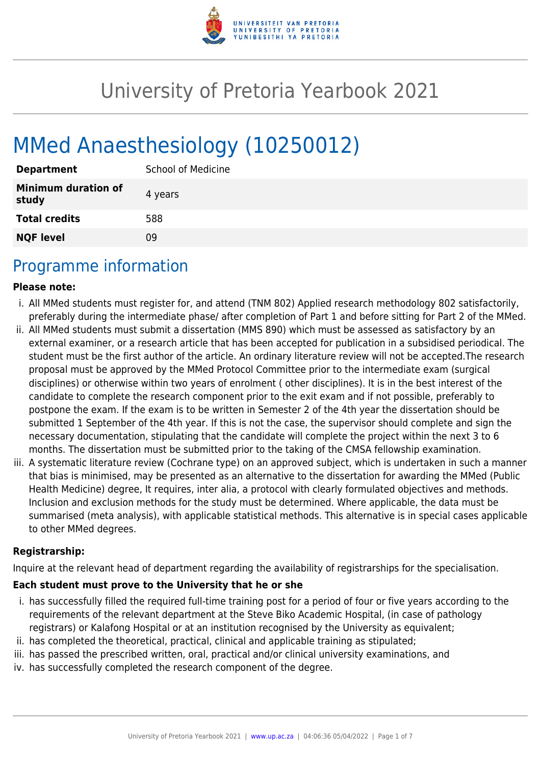# University of Pretoria Yearbook 2021

## MMed Anaesthesiology (10250012)

| | |
|---|---|
| **Department** | School of Medicine |
| **Minimum duration of study** | 4 years |
| **Total credits** | 588 |
| **NQF level** | 09 |

## Programme information

**Please note:**

i. All MMed students must register for, and attend (TNM 802) Applied research methodology 802 satisfactorily, preferably during the intermediate phase/ after completion of Part 1 and before sitting for Part 2 of the MMed.

ii. All MMed students must submit a dissertation (MMS 890) which must be assessed as satisfactory by an external examiner, or a research article that has been accepted for publication in a subsidised periodical. The student must be the first author of the article. An ordinary literature review will not be accepted.The research proposal must be approved by the MMed Protocol Committee prior to the intermediate exam (surgical disciplines) or otherwise within two years of enrolment ( other disciplines). It is in the best interest of the candidate to complete the research component prior to the exit exam and if not possible, preferably to postpone the exam. If the exam is to be written in Semester 2 of the 4th year the dissertation should be submitted 1 September of the 4th year. If this is not the case, the supervisor should complete and sign the necessary documentation, stipulating that the candidate will complete the project within the next 3 to 6 months. The dissertation must be submitted prior to the taking of the CMSA fellowship examination.

iii. A systematic literature review (Cochrane type) on an approved subject, which is undertaken in such a manner that bias is minimised, may be presented as an alternative to the dissertation for awarding the MMed (Public Health Medicine) degree, It requires, inter alia, a protocol with clearly formulated objectives and methods. Inclusion and exclusion methods for the study must be determined. Where applicable, the data must be summarised (meta analysis), with applicable statistical methods. This alternative is in special cases applicable to other MMed degrees.

**Registrarship:**

Inquire at the relevant head of department regarding the availability of registrarships for the specialisation.

**Each student must prove to the University that he or she**

i. has successfully filled the required full-time training post for a period of four or five years according to the requirements of the relevant department at the Steve Biko Academic Hospital, (in case of pathology registrars) or Kalafong Hospital or at an institution recognised by the University as equivalent;

ii. has completed the theoretical, practical, clinical and applicable training as stipulated;

iii. has passed the prescribed written, oral, practical and/or clinical university examinations, and

iv. has successfully completed the research component of the degree.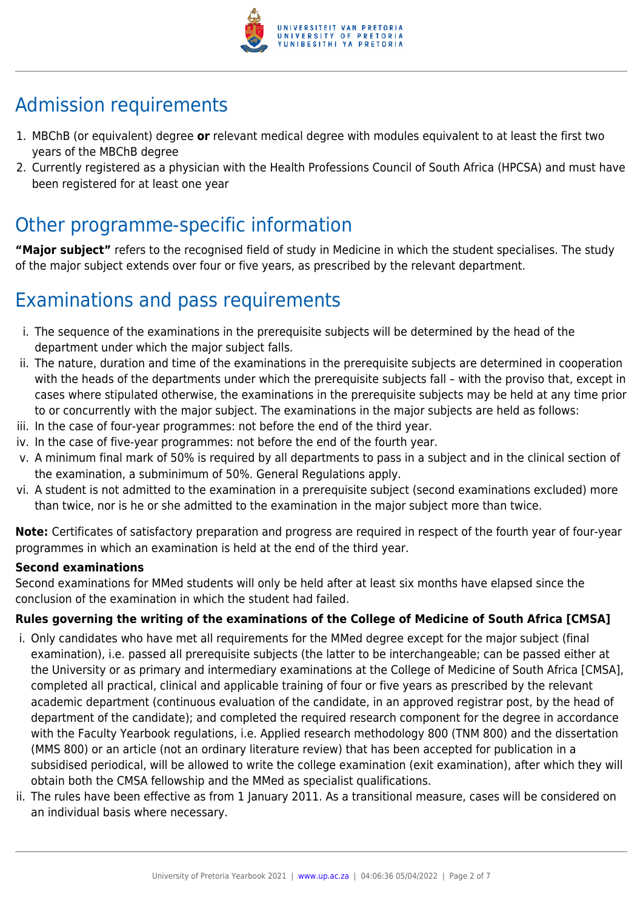## Admission requirements

1. MBChB (or equivalent) degree **or** relevant medical degree with modules equivalent to at least the first two years of the MBChB degree
2. Currently registered as a physician with the Health Professions Council of South Africa (HPCSA) and must have been registered for at least one year

## Other programme-specific information

**"Major subject"** refers to the recognised field of study in Medicine in which the student specialises. The study of the major subject extends over four or five years, as prescribed by the relevant department.

## Examinations and pass requirements

i. The sequence of the examinations in the prerequisite subjects will be determined by the head of the department under which the major subject falls.
ii. The nature, duration and time of the examinations in the prerequisite subjects are determined in cooperation with the heads of the departments under which the prerequisite subjects fall – with the proviso that, except in cases where stipulated otherwise, the examinations in the prerequisite subjects may be held at any time prior to or concurrently with the major subject. The examinations in the major subjects are held as follows:
iii. In the case of four-year programmes: not before the end of the third year.
iv. In the case of five-year programmes: not before the end of the fourth year.
v. A minimum final mark of 50% is required by all departments to pass in a subject and in the clinical section of the examination, a subminimum of 50%. General Regulations apply.
vi. A student is not admitted to the examination in a prerequisite subject (second examinations excluded) more than twice, nor is he or she admitted to the examination in the major subject more than twice.

**Note:** Certificates of satisfactory preparation and progress are required in respect of the fourth year of four-year programmes in which an examination is held at the end of the third year.

**Second examinations**

Second examinations for MMed students will only be held after at least six months have elapsed since the conclusion of the examination in which the student had failed.

**Rules governing the writing of the examinations of the College of Medicine of South Africa [CMSA]**

i. Only candidates who have met all requirements for the MMed degree except for the major subject (final examination), i.e. passed all prerequisite subjects (the latter to be interchangeable; can be passed either at the University or as primary and intermediary examinations at the College of Medicine of South Africa [CMSA], completed all practical, clinical and applicable training of four or five years as prescribed by the relevant academic department (continuous evaluation of the candidate, in an approved registrar post, by the head of department of the candidate); and completed the required research component for the degree in accordance with the Faculty Yearbook regulations, i.e. Applied research methodology 800 (TNM 800) and the dissertation (MMS 800) or an article (not an ordinary literature review) that has been accepted for publication in a subsidised periodical, will be allowed to write the college examination (exit examination), after which they will obtain both the CMSA fellowship and the MMed as specialist qualifications.
ii. The rules have been effective as from 1 January 2011. As a transitional measure, cases will be considered on an individual basis where necessary.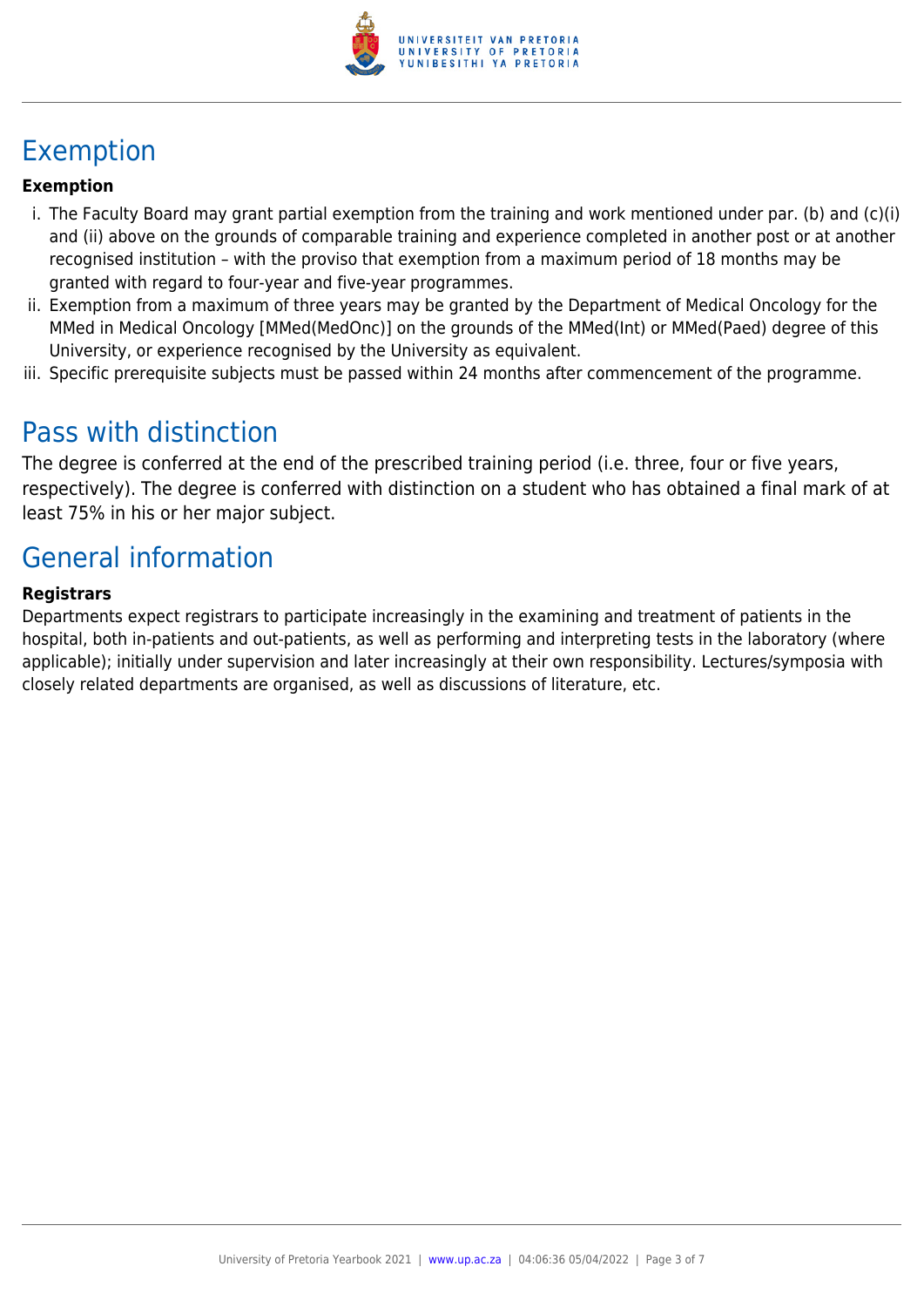## Exemption

**Exemption**

i. The Faculty Board may grant partial exemption from the training and work mentioned under par. (b) and (c)(i) and (ii) above on the grounds of comparable training and experience completed in another post or at another recognised institution – with the proviso that exemption from a maximum period of 18 months may be granted with regard to four-year and five-year programmes.
ii. Exemption from a maximum of three years may be granted by the Department of Medical Oncology for the MMed in Medical Oncology [MMed(MedOnc)] on the grounds of the MMed(Int) or MMed(Paed) degree of this University, or experience recognised by the University as equivalent.
iii. Specific prerequisite subjects must be passed within 24 months after commencement of the programme.

## Pass with distinction

The degree is conferred at the end of the prescribed training period (i.e. three, four or five years, respectively). The degree is conferred with distinction on a student who has obtained a final mark of at least 75% in his or her major subject.

## General information

**Registrars**

Departments expect registrars to participate increasingly in the examining and treatment of patients in the hospital, both in-patients and out-patients, as well as performing and interpreting tests in the laboratory (where applicable); initially under supervision and later increasingly at their own responsibility. Lectures/symposia with closely related departments are organised, as well as discussions of literature, etc.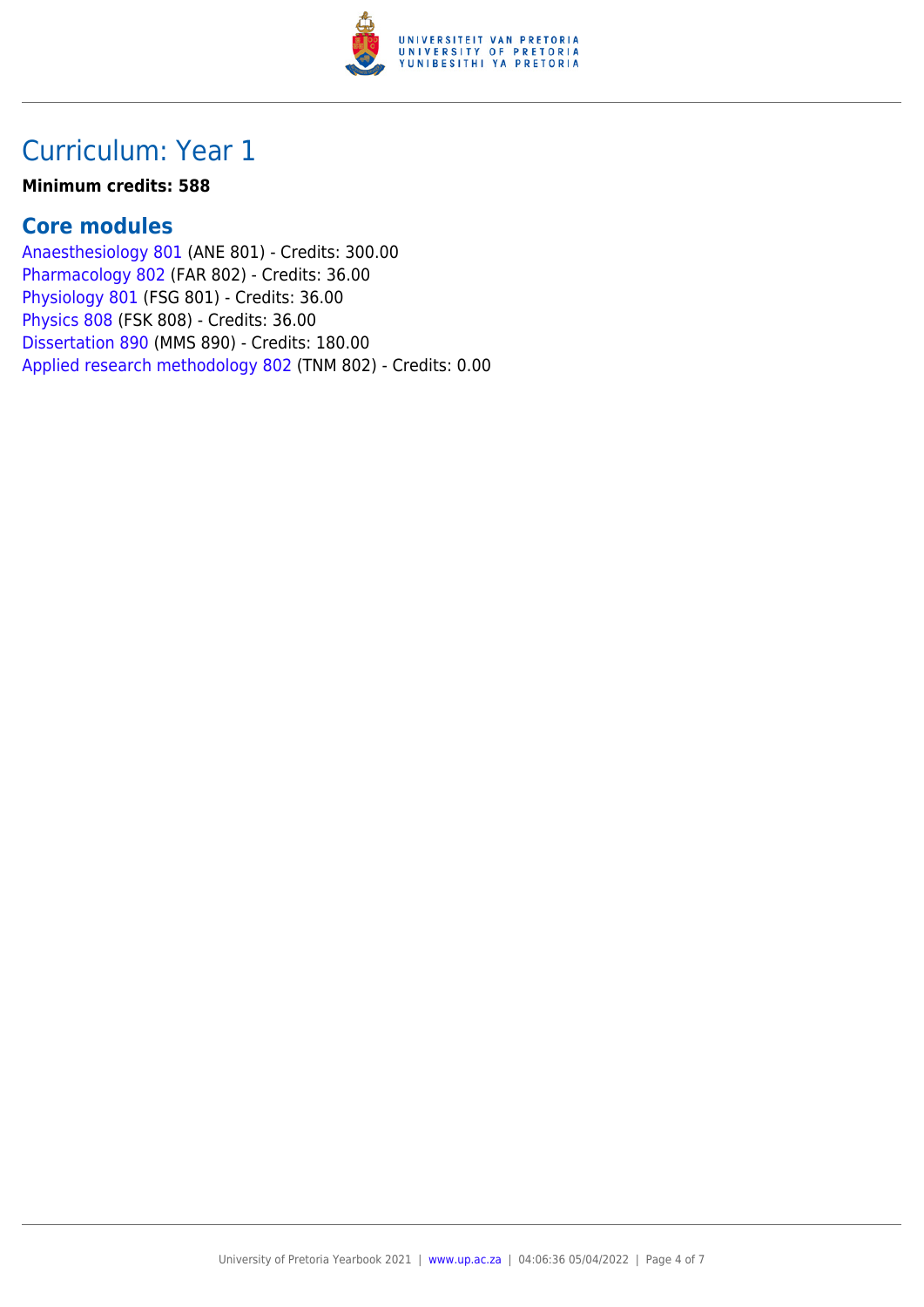## Curriculum: Year 1

**Minimum credits: 588**

### Core modules

Anaesthesiology 801 (ANE 801) - Credits: 300.00
Pharmacology 802 (FAR 802) - Credits: 36.00
Physiology 801 (FSG 801) - Credits: 36.00
Physics 808 (FSK 808) - Credits: 36.00
Dissertation 890 (MMS 890) - Credits: 180.00
Applied research methodology 802 (TNM 802) - Credits: 0.00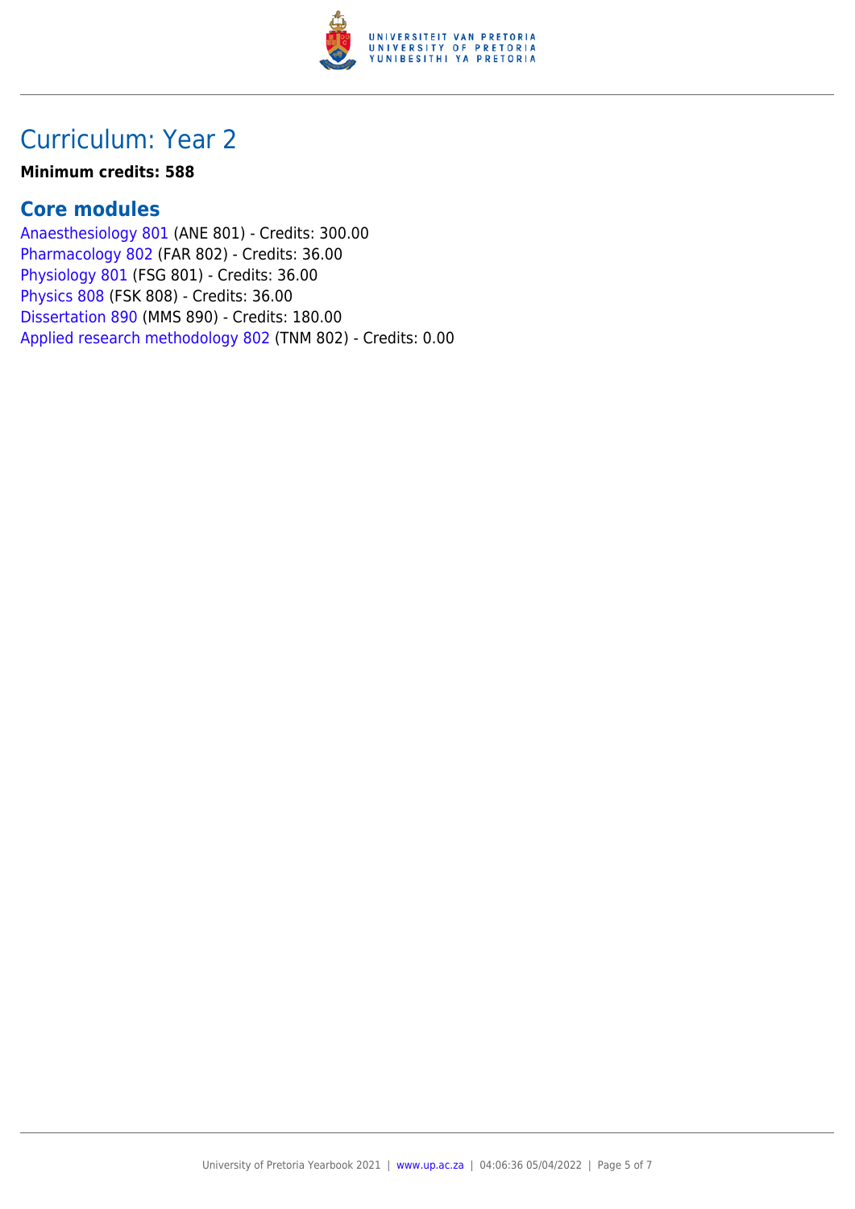## Curriculum: Year 2

**Minimum credits: 588**

### Core modules

Anaesthesiology 801 (ANE 801) - Credits: 300.00
Pharmacology 802 (FAR 802) - Credits: 36.00
Physiology 801 (FSG 801) - Credits: 36.00
Physics 808 (FSK 808) - Credits: 36.00
Dissertation 890 (MMS 890) - Credits: 180.00
Applied research methodology 802 (TNM 802) - Credits: 0.00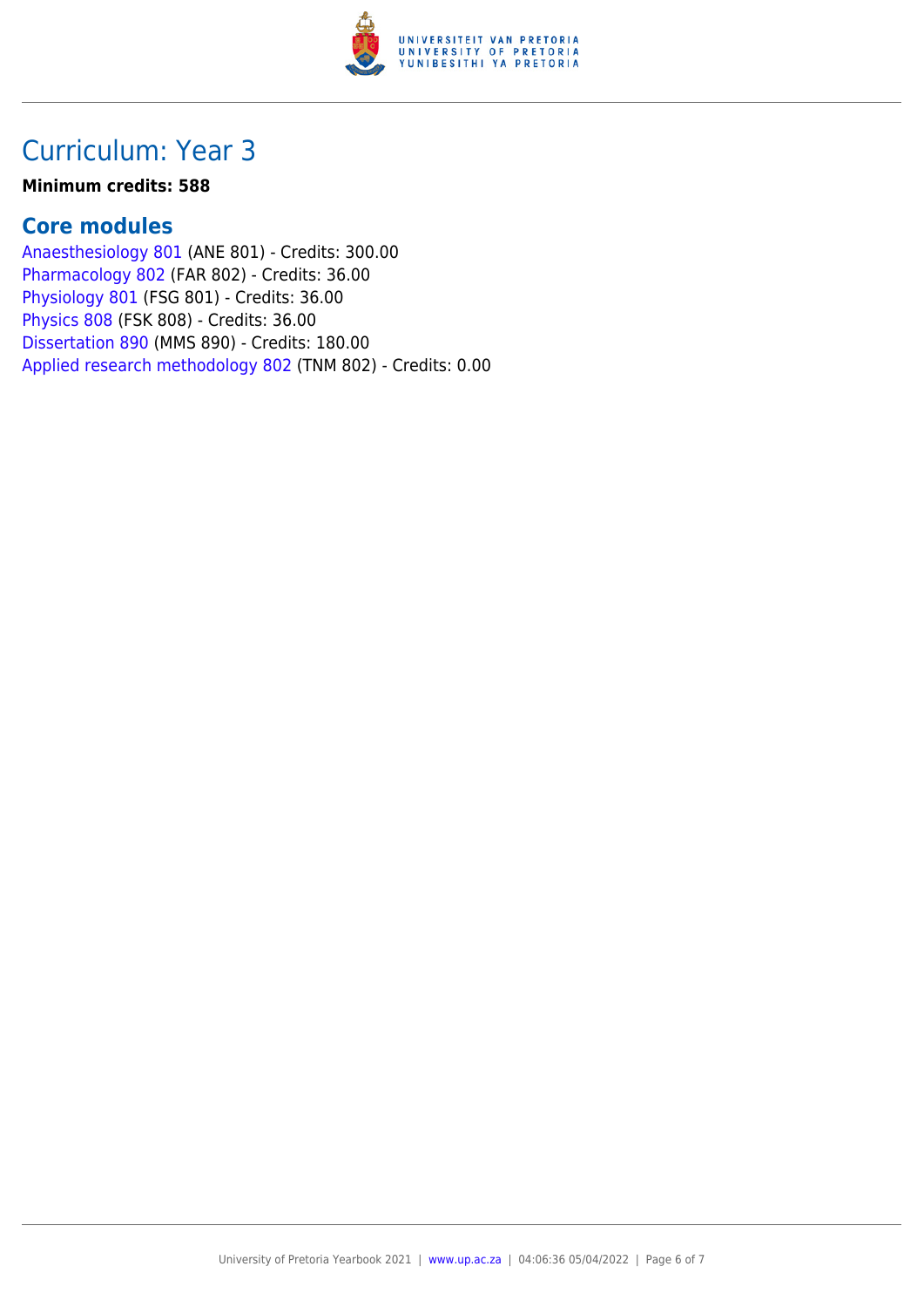# Curriculum: Year 3

**Minimum credits: 588**

## Core modules

Anaesthesiology 801 (ANE 801) - Credits: 300.00
Pharmacology 802 (FAR 802) - Credits: 36.00
Physiology 801 (FSG 801) - Credits: 36.00
Physics 808 (FSK 808) - Credits: 36.00
Dissertation 890 (MMS 890) - Credits: 180.00
Applied research methodology 802 (TNM 802) - Credits: 0.00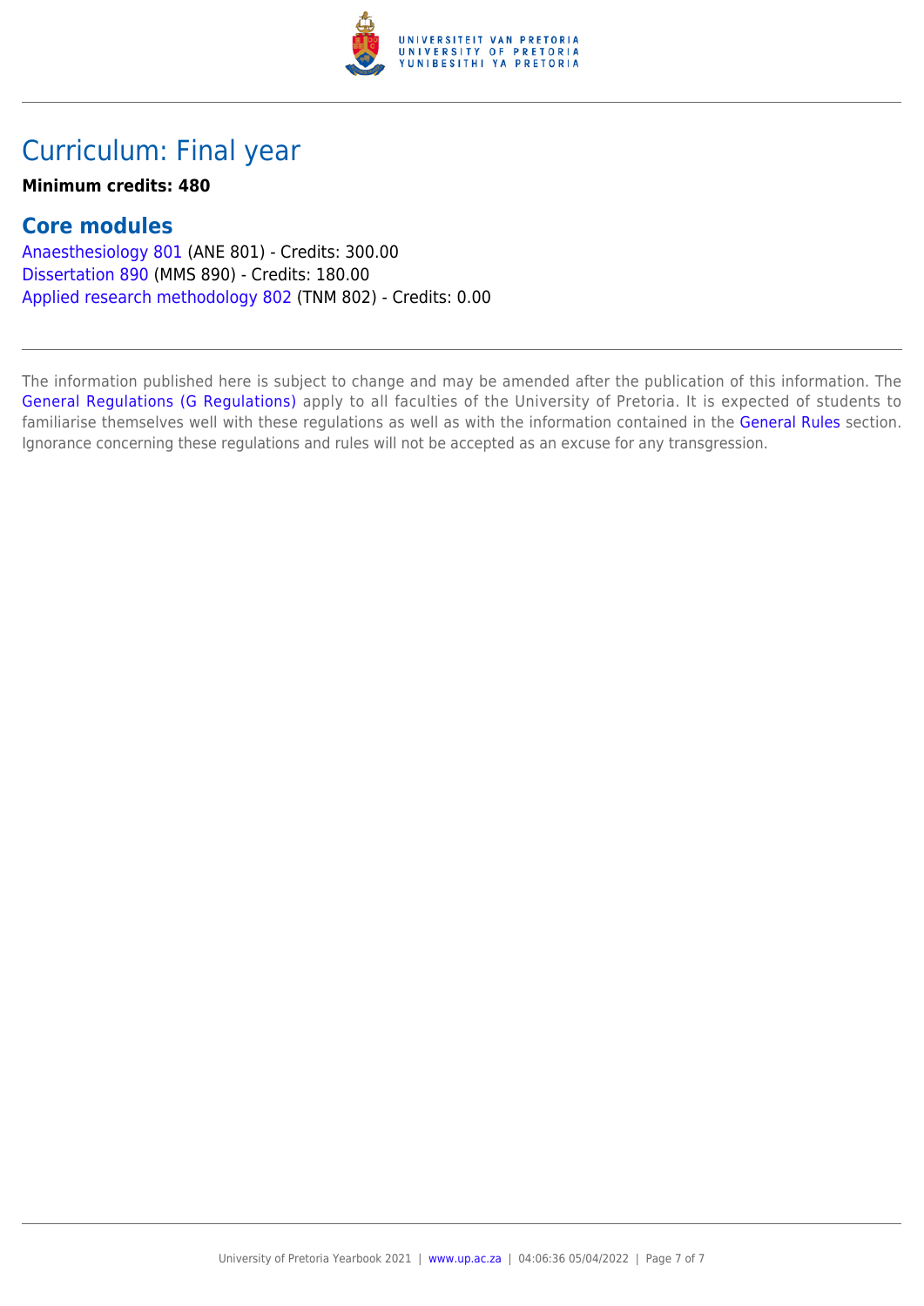# Curriculum: Final year

**Minimum credits: 480**

## Core modules

Anaesthesiology 801 (ANE 801) - Credits: 300.00
Dissertation 890 (MMS 890) - Credits: 180.00
Applied research methodology 802 (TNM 802) - Credits: 0.00

The information published here is subject to change and may be amended after the publication of this information. The General Regulations (G Regulations) apply to all faculties of the University of Pretoria. It is expected of students to familiarise themselves well with these regulations as well as with the information contained in the General Rules section. Ignorance concerning these regulations and rules will not be accepted as an excuse for any transgression.